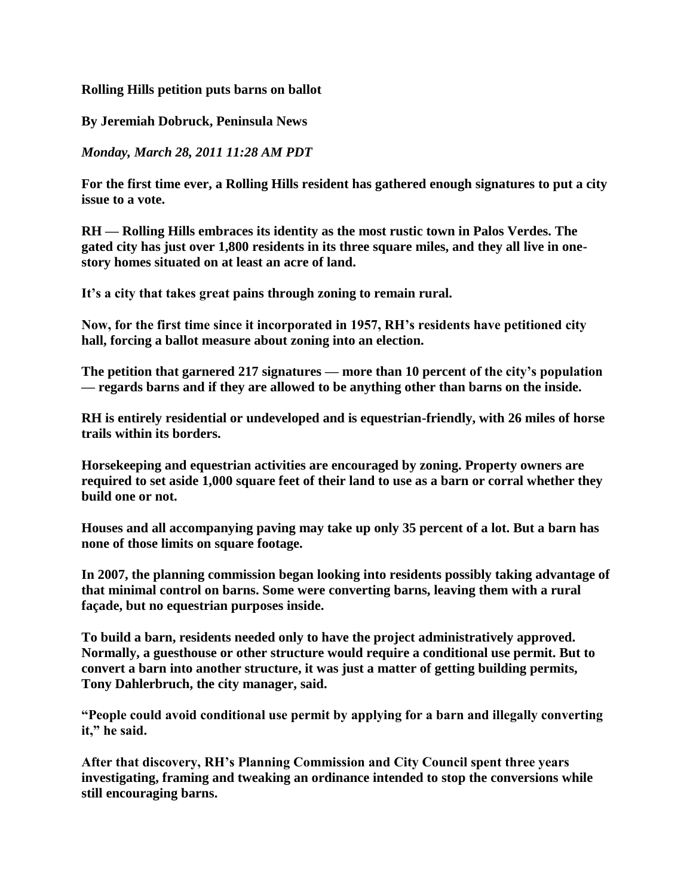**Rolling Hills petition puts barns on ballot**

**By Jeremiah Dobruck, Peninsula News**

***Monday, March 28, 2011 11:28 AM PDT***

**For the first time ever, a Rolling Hills resident has gathered enough signatures to put a city issue to a vote.**

**RH — Rolling Hills embraces its identity as the most rustic town in Palos Verdes. The gated city has just over 1,800 residents in its three square miles, and they all live in one-story homes situated on at least an acre of land.**

**It's a city that takes great pains through zoning to remain rural.**

**Now, for the first time since it incorporated in 1957, RH's residents have petitioned city hall, forcing a ballot measure about zoning into an election.**

**The petition that garnered 217 signatures — more than 10 percent of the city's population — regards barns and if they are allowed to be anything other than barns on the inside.**

**RH is entirely residential or undeveloped and is equestrian-friendly, with 26 miles of horse trails within its borders.**

**Horsekeeping and equestrian activities are encouraged by zoning. Property owners are required to set aside 1,000 square feet of their land to use as a barn or corral whether they build one or not.**

**Houses and all accompanying paving may take up only 35 percent of a lot. But a barn has none of those limits on square footage.**

**In 2007, the planning commission began looking into residents possibly taking advantage of that minimal control on barns. Some were converting barns, leaving them with a rural façade, but no equestrian purposes inside.**

**To build a barn, residents needed only to have the project administratively approved. Normally, a guesthouse or other structure would require a conditional use permit. But to convert a barn into another structure, it was just a matter of getting building permits, Tony Dahlerbruch, the city manager, said.**

**"People could avoid conditional use permit by applying for a barn and illegally converting it," he said.**

**After that discovery, RH's Planning Commission and City Council spent three years investigating, framing and tweaking an ordinance intended to stop the conversions while still encouraging barns.**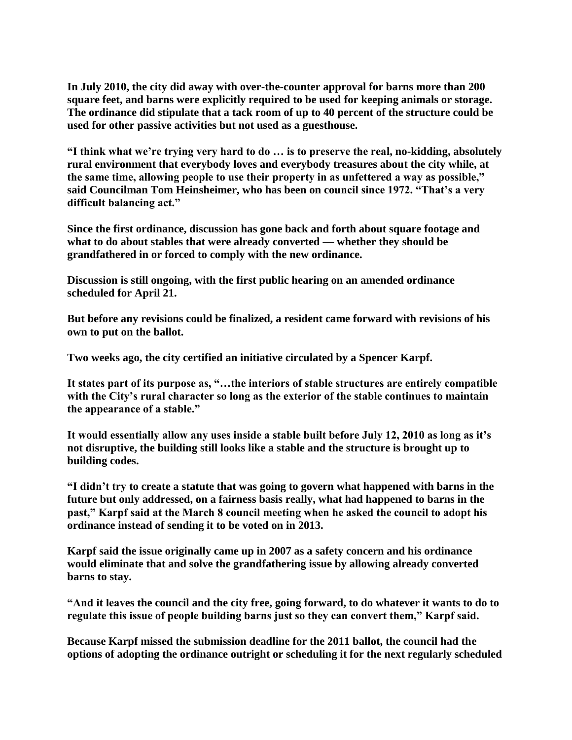**In July 2010, the city did away with over-the-counter approval for barns more than 200 square feet, and barns were explicitly required to be used for keeping animals or storage. The ordinance did stipulate that a tack room of up to 40 percent of the structure could be used for other passive activities but not used as a guesthouse.**

**"I think what we're trying very hard to do … is to preserve the real, no-kidding, absolutely rural environment that everybody loves and everybody treasures about the city while, at the same time, allowing people to use their property in as unfettered a way as possible," said Councilman Tom Heinsheimer, who has been on council since 1972. "That's a very difficult balancing act."**

**Since the first ordinance, discussion has gone back and forth about square footage and what to do about stables that were already converted — whether they should be grandfathered in or forced to comply with the new ordinance.**

**Discussion is still ongoing, with the first public hearing on an amended ordinance scheduled for April 21.**

**But before any revisions could be finalized, a resident came forward with revisions of his own to put on the ballot.**

**Two weeks ago, the city certified an initiative circulated by a Spencer Karpf.**

**It states part of its purpose as, "…the interiors of stable structures are entirely compatible with the City's rural character so long as the exterior of the stable continues to maintain the appearance of a stable."**

**It would essentially allow any uses inside a stable built before July 12, 2010 as long as it's not disruptive, the building still looks like a stable and the structure is brought up to building codes.**

**"I didn't try to create a statute that was going to govern what happened with barns in the future but only addressed, on a fairness basis really, what had happened to barns in the past," Karpf said at the March 8 council meeting when he asked the council to adopt his ordinance instead of sending it to be voted on in 2013.**

**Karpf said the issue originally came up in 2007 as a safety concern and his ordinance would eliminate that and solve the grandfathering issue by allowing already converted barns to stay.**

**"And it leaves the council and the city free, going forward, to do whatever it wants to do to regulate this issue of people building barns just so they can convert them," Karpf said.**

**Because Karpf missed the submission deadline for the 2011 ballot, the council had the options of adopting the ordinance outright or scheduling it for the next regularly scheduled**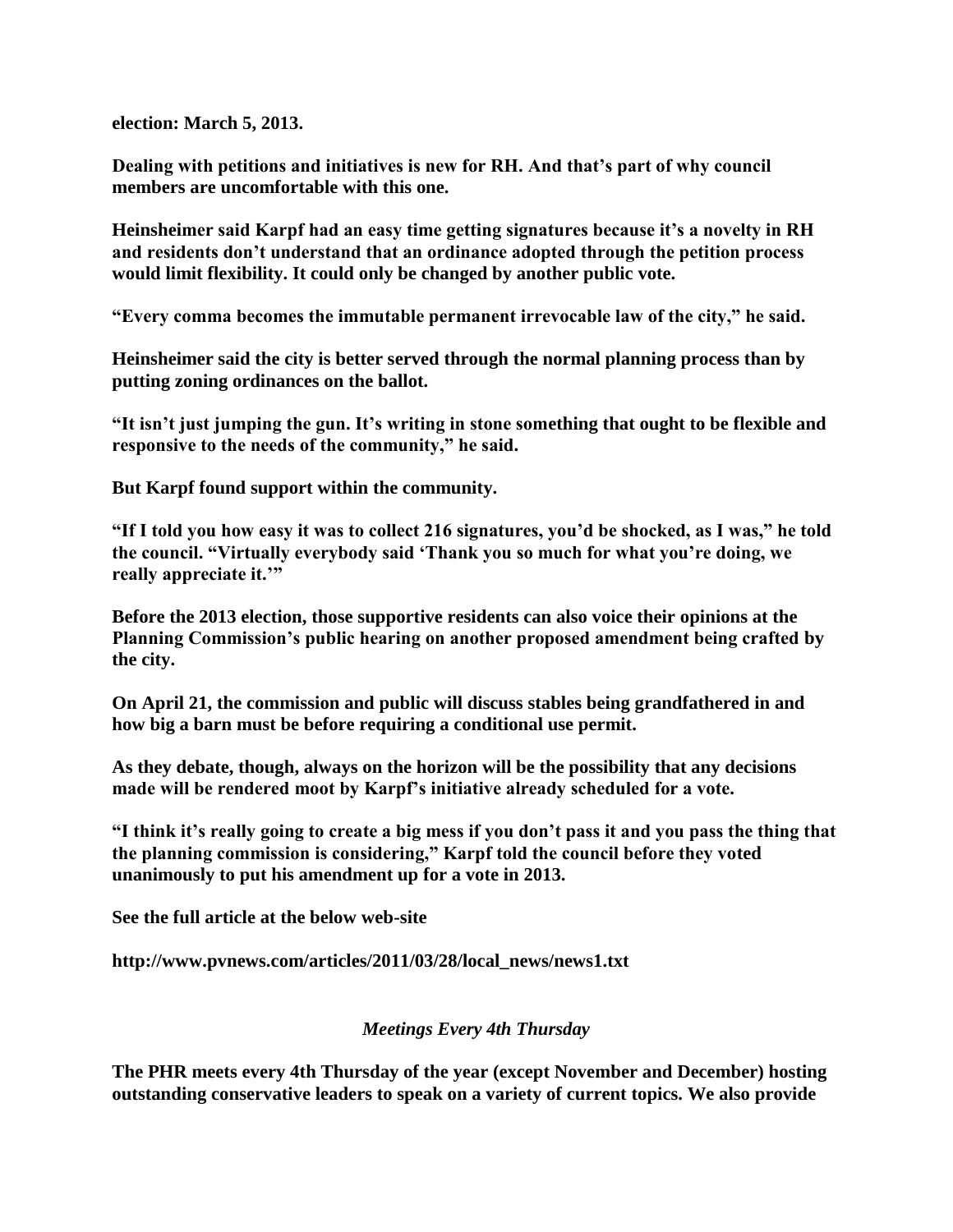**election: March 5, 2013.**

**Dealing with petitions and initiatives is new for RH. And that's part of why council members are uncomfortable with this one.**

**Heinsheimer said Karpf had an easy time getting signatures because it's a novelty in RH and residents don't understand that an ordinance adopted through the petition process would limit flexibility. It could only be changed by another public vote.**

**"Every comma becomes the immutable permanent irrevocable law of the city," he said.**

**Heinsheimer said the city is better served through the normal planning process than by putting zoning ordinances on the ballot.**

**"It isn't just jumping the gun. It's writing in stone something that ought to be flexible and responsive to the needs of the community," he said.**

**But Karpf found support within the community.**

**"If I told you how easy it was to collect 216 signatures, you'd be shocked, as I was," he told the council. "Virtually everybody said 'Thank you so much for what you're doing, we really appreciate it.'"**

**Before the 2013 election, those supportive residents can also voice their opinions at the Planning Commission's public hearing on another proposed amendment being crafted by the city.**

**On April 21, the commission and public will discuss stables being grandfathered in and how big a barn must be before requiring a conditional use permit.**

**As they debate, though, always on the horizon will be the possibility that any decisions made will be rendered moot by Karpf's initiative already scheduled for a vote.**

**"I think it's really going to create a big mess if you don't pass it and you pass the thing that the planning commission is considering," Karpf told the council before they voted unanimously to put his amendment up for a vote in 2013.**

**See the full article at the below web-site**

**http://www.pvnews.com/articles/2011/03/28/local_news/news1.txt**

*Meetings Every 4th Thursday*

**The PHR meets every 4th Thursday of the year (except November and December) hosting outstanding conservative leaders to speak on a variety of current topics. We also provide**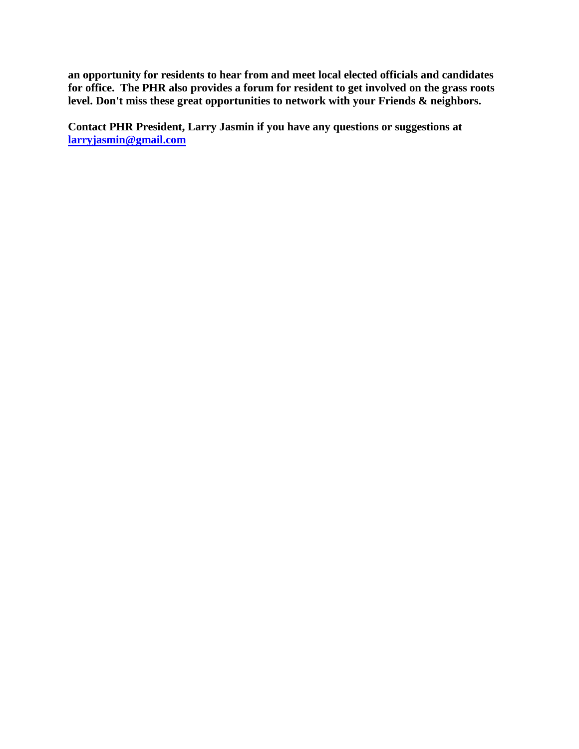**an opportunity for residents to hear from and meet local elected officials and candidates for office. The PHR also provides a forum for resident to get involved on the grass roots level. Don't miss these great opportunities to network with your Friends & neighbors.**

**Contact PHR President, Larry Jasmin if you have any questions or suggestions at [larryjasmin@gmail.com](mailto:larryjasmin@gmail.com)**